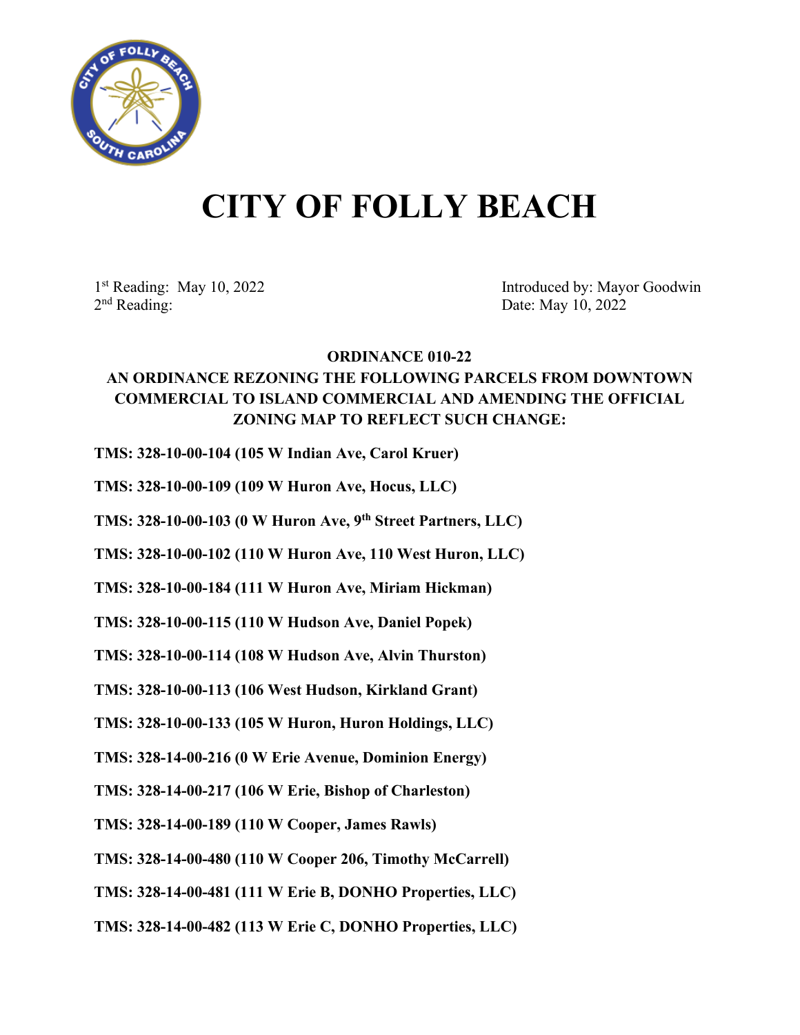# CITY OF FOLLY BEACH

1st Reading: May 10, 2022
2nd Reading:

Introduced by: Mayor Goodwin
Date: May 10, 2022

**ORDINANCE 010-22**

**AN ORDINANCE REZONING THE FOLLOWING PARCELS FROM DOWNTOWN COMMERCIAL TO ISLAND COMMERCIAL AND AMENDING THE OFFICIAL ZONING MAP TO REFLECT SUCH CHANGE:**

**TMS: 328-10-00-104 (105 W Indian Ave, Carol Kruer)**

**TMS: 328-10-00-109 (109 W Huron Ave, Hocus, LLC)**

**TMS: 328-10-00-103 (0 W Huron Ave, 9th Street Partners, LLC)**

**TMS: 328-10-00-102 (110 W Huron Ave, 110 West Huron, LLC)**

**TMS: 328-10-00-184 (111 W Huron Ave, Miriam Hickman)**

**TMS: 328-10-00-115 (110 W Hudson Ave, Daniel Popek)**

**TMS: 328-10-00-114 (108 W Hudson Ave, Alvin Thurston)**

**TMS: 328-10-00-113 (106 West Hudson, Kirkland Grant)**

**TMS: 328-10-00-133 (105 W Huron, Huron Holdings, LLC)**

**TMS: 328-14-00-216 (0 W Erie Avenue, Dominion Energy)**

**TMS: 328-14-00-217 (106 W Erie, Bishop of Charleston)**

**TMS: 328-14-00-189 (110 W Cooper, James Rawls)**

**TMS: 328-14-00-480 (110 W Cooper 206, Timothy McCarrell)**

**TMS: 328-14-00-481 (111 W Erie B, DONHO Properties, LLC)**

**TMS: 328-14-00-482 (113 W Erie C, DONHO Properties, LLC)**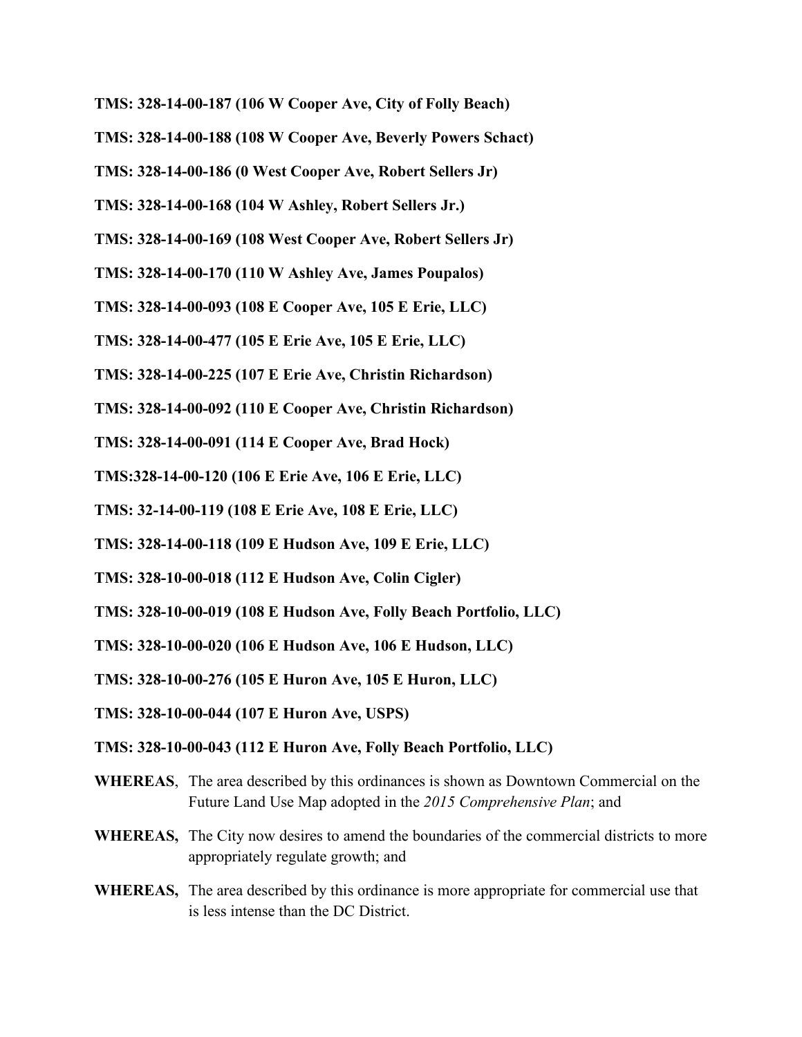**TMS: 328-14-00-187 (106 W Cooper Ave, City of Folly Beach)**

**TMS: 328-14-00-188 (108 W Cooper Ave, Beverly Powers Schact)**

**TMS: 328-14-00-186 (0 West Cooper Ave, Robert Sellers Jr)**

**TMS: 328-14-00-168 (104 W Ashley, Robert Sellers Jr.)**

**TMS: 328-14-00-169 (108 West Cooper Ave, Robert Sellers Jr)**

**TMS: 328-14-00-170 (110 W Ashley Ave, James Poupalos)**

**TMS: 328-14-00-093 (108 E Cooper Ave, 105 E Erie, LLC)**

**TMS: 328-14-00-477 (105 E Erie Ave, 105 E Erie, LLC)**

**TMS: 328-14-00-225 (107 E Erie Ave, Christin Richardson)**

**TMS: 328-14-00-092 (110 E Cooper Ave, Christin Richardson)**

**TMS: 328-14-00-091 (114 E Cooper Ave, Brad Hock)**

**TMS:328-14-00-120 (106 E Erie Ave, 106 E Erie, LLC)**

**TMS: 32-14-00-119 (108 E Erie Ave, 108 E Erie, LLC)**

**TMS: 328-14-00-118 (109 E Hudson Ave, 109 E Erie, LLC)**

**TMS: 328-10-00-018 (112 E Hudson Ave, Colin Cigler)**

**TMS: 328-10-00-019 (108 E Hudson Ave, Folly Beach Portfolio, LLC)**

**TMS: 328-10-00-020 (106 E Hudson Ave, 106 E Hudson, LLC)**

**TMS: 328-10-00-276 (105 E Huron Ave, 105 E Huron, LLC)**

**TMS: 328-10-00-044 (107 E Huron Ave, USPS)**

**TMS: 328-10-00-043 (112 E Huron Ave, Folly Beach Portfolio, LLC)**

**WHEREAS**, The area described by this ordinances is shown as Downtown Commercial on the Future Land Use Map adopted in the *2015 Comprehensive Plan*; and

**WHEREAS,** The City now desires to amend the boundaries of the commercial districts to more appropriately regulate growth; and

**WHEREAS,** The area described by this ordinance is more appropriate for commercial use that is less intense than the DC District.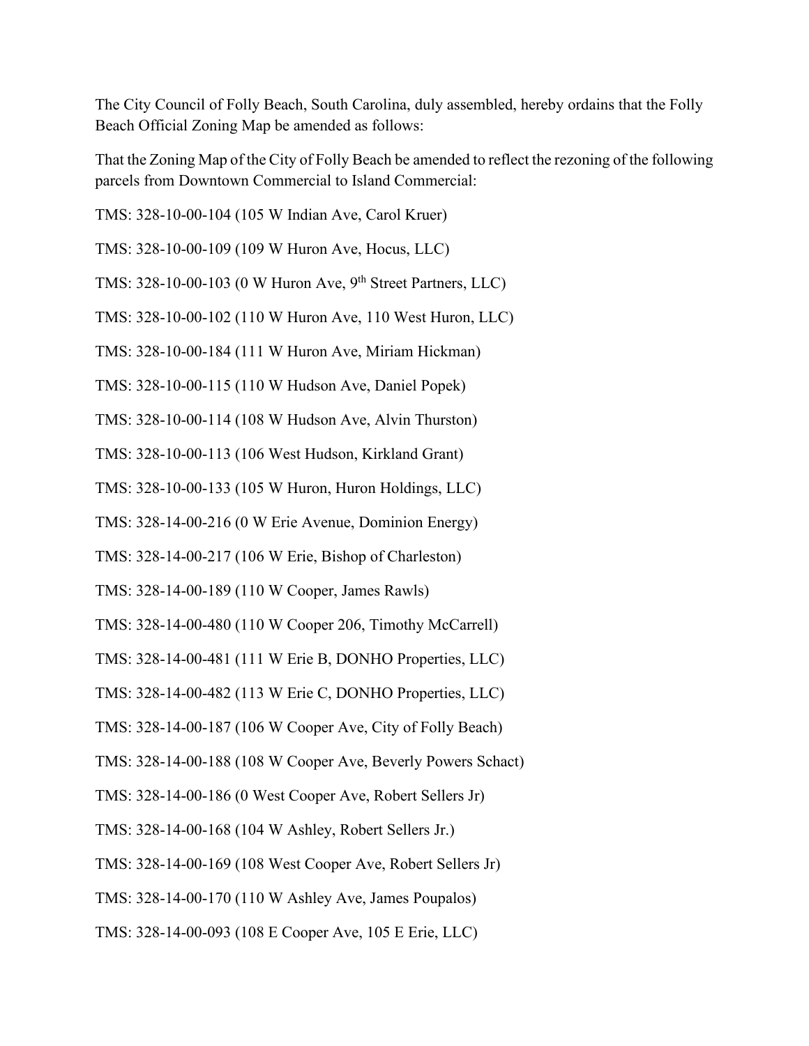The City Council of Folly Beach, South Carolina, duly assembled, hereby ordains that the Folly Beach Official Zoning Map be amended as follows:

That the Zoning Map of the City of Folly Beach be amended to reflect the rezoning of the following parcels from Downtown Commercial to Island Commercial:

TMS: 328-10-00-104 (105 W Indian Ave, Carol Kruer)

TMS: 328-10-00-109 (109 W Huron Ave, Hocus, LLC)

TMS: 328-10-00-103 (0 W Huron Ave, 9th Street Partners, LLC)

TMS: 328-10-00-102 (110 W Huron Ave, 110 West Huron, LLC)

TMS: 328-10-00-184 (111 W Huron Ave, Miriam Hickman)

TMS: 328-10-00-115 (110 W Hudson Ave, Daniel Popek)

TMS: 328-10-00-114 (108 W Hudson Ave, Alvin Thurston)

TMS: 328-10-00-113 (106 West Hudson, Kirkland Grant)

TMS: 328-10-00-133 (105 W Huron, Huron Holdings, LLC)

TMS: 328-14-00-216 (0 W Erie Avenue, Dominion Energy)

TMS: 328-14-00-217 (106 W Erie, Bishop of Charleston)

TMS: 328-14-00-189 (110 W Cooper, James Rawls)

TMS: 328-14-00-480 (110 W Cooper 206, Timothy McCarrell)

TMS: 328-14-00-481 (111 W Erie B, DONHO Properties, LLC)

TMS: 328-14-00-482 (113 W Erie C, DONHO Properties, LLC)

TMS: 328-14-00-187 (106 W Cooper Ave, City of Folly Beach)

TMS: 328-14-00-188 (108 W Cooper Ave, Beverly Powers Schact)

TMS: 328-14-00-186 (0 West Cooper Ave, Robert Sellers Jr)

TMS: 328-14-00-168 (104 W Ashley, Robert Sellers Jr.)

TMS: 328-14-00-169 (108 West Cooper Ave, Robert Sellers Jr)

TMS: 328-14-00-170 (110 W Ashley Ave, James Poupalos)

TMS: 328-14-00-093 (108 E Cooper Ave, 105 E Erie, LLC)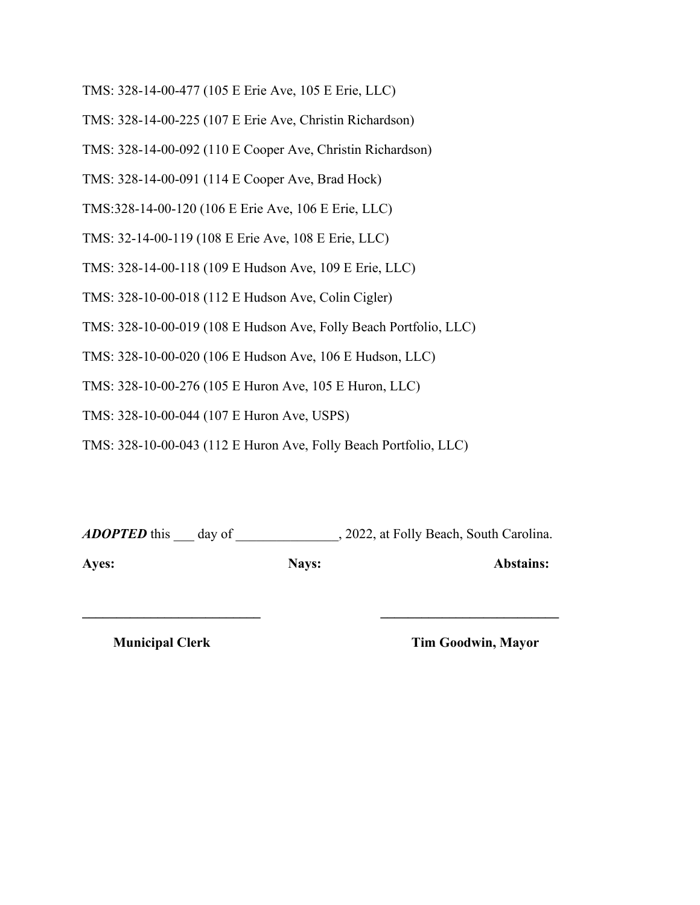TMS: 328-14-00-477 (105 E Erie Ave, 105 E Erie, LLC)

TMS: 328-14-00-225 (107 E Erie Ave, Christin Richardson)

TMS: 328-14-00-092 (110 E Cooper Ave, Christin Richardson)

TMS: 328-14-00-091 (114 E Cooper Ave, Brad Hock)

TMS:328-14-00-120 (106 E Erie Ave, 106 E Erie, LLC)

TMS: 32-14-00-119 (108 E Erie Ave, 108 E Erie, LLC)

TMS: 328-14-00-118 (109 E Hudson Ave, 109 E Erie, LLC)

TMS: 328-10-00-018 (112 E Hudson Ave, Colin Cigler)

TMS: 328-10-00-019 (108 E Hudson Ave, Folly Beach Portfolio, LLC)

TMS: 328-10-00-020 (106 E Hudson Ave, 106 E Hudson, LLC)

TMS: 328-10-00-276 (105 E Huron Ave, 105 E Huron, LLC)

TMS: 328-10-00-044 (107 E Huron Ave, USPS)

TMS: 328-10-00-043 (112 E Huron Ave, Folly Beach Portfolio, LLC)

***ADOPTED*** this ___ day of _______________, 2022, at Folly Beach, South Carolina.

**Ayes:** **Nays:** **Abstains:**

___________________________ ___________________________

**Municipal Clerk** **Tim Goodwin, Mayor**